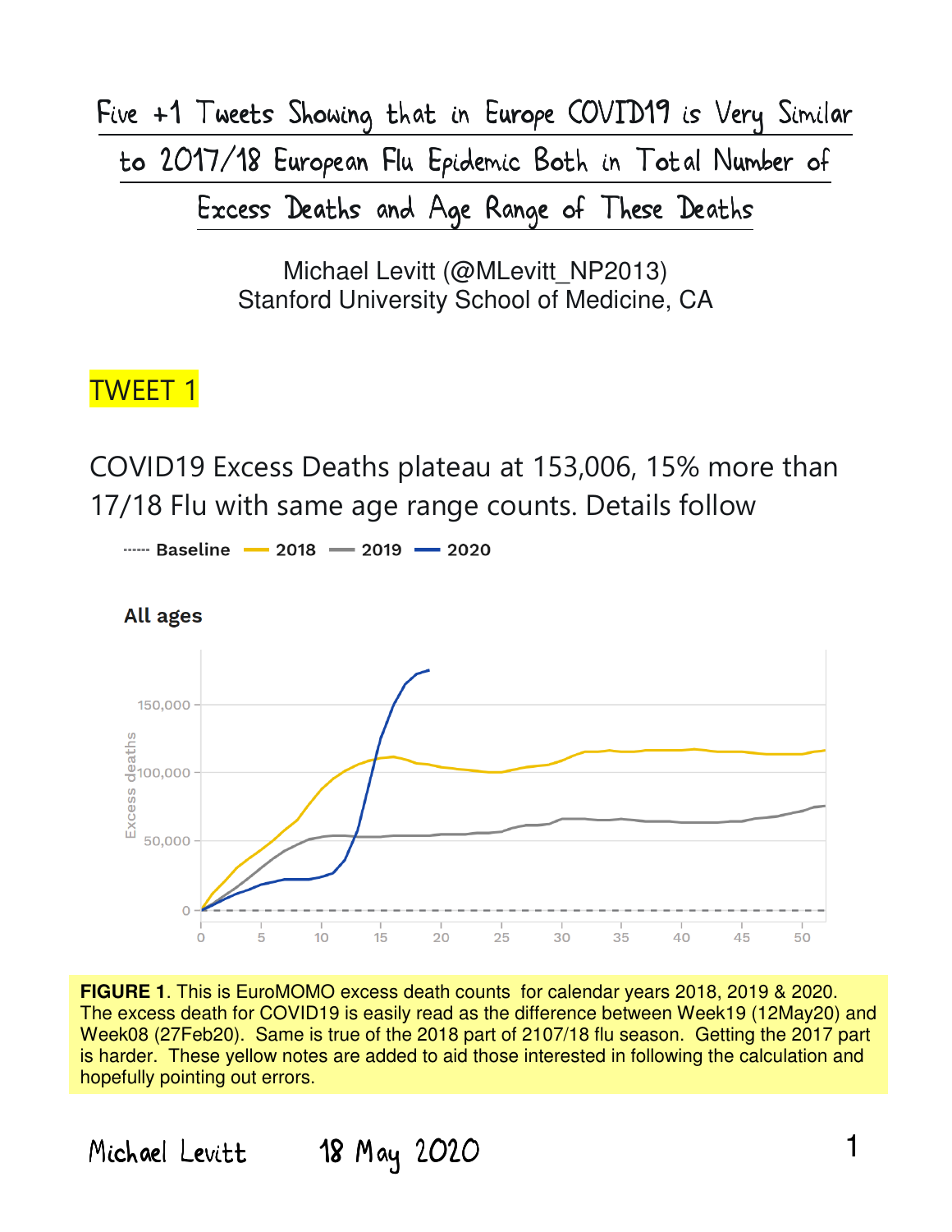# Five +1 Tweets Showing that in Europe COVID19 is Very Similar to 2017/18 European Flu Epidemic Both in Total Number of Excess Deaths and Age Range of These Deaths

Michael Levitt (@MLevitt_NP2013)
Stanford University School of Medicine, CA

## TWEET 1

COVID19 Excess Deaths plateau at 153,006, 15% more than 17/18 Flu with same age range counts. Details follow

**FIGURE 1**. This is EuroMOMO excess death counts for calendar years 2018, 2019 & 2020. The excess death for COVID19 is easily read as the difference between Week19 (12May20) and Week08 (27Feb20). Same is true of the 2018 part of 2107/18 flu season. Getting the 2017 part is harder. These yellow notes are added to aid those interested in following the calculation and hopefully pointing out errors.

Michael Levitt 18 May 2020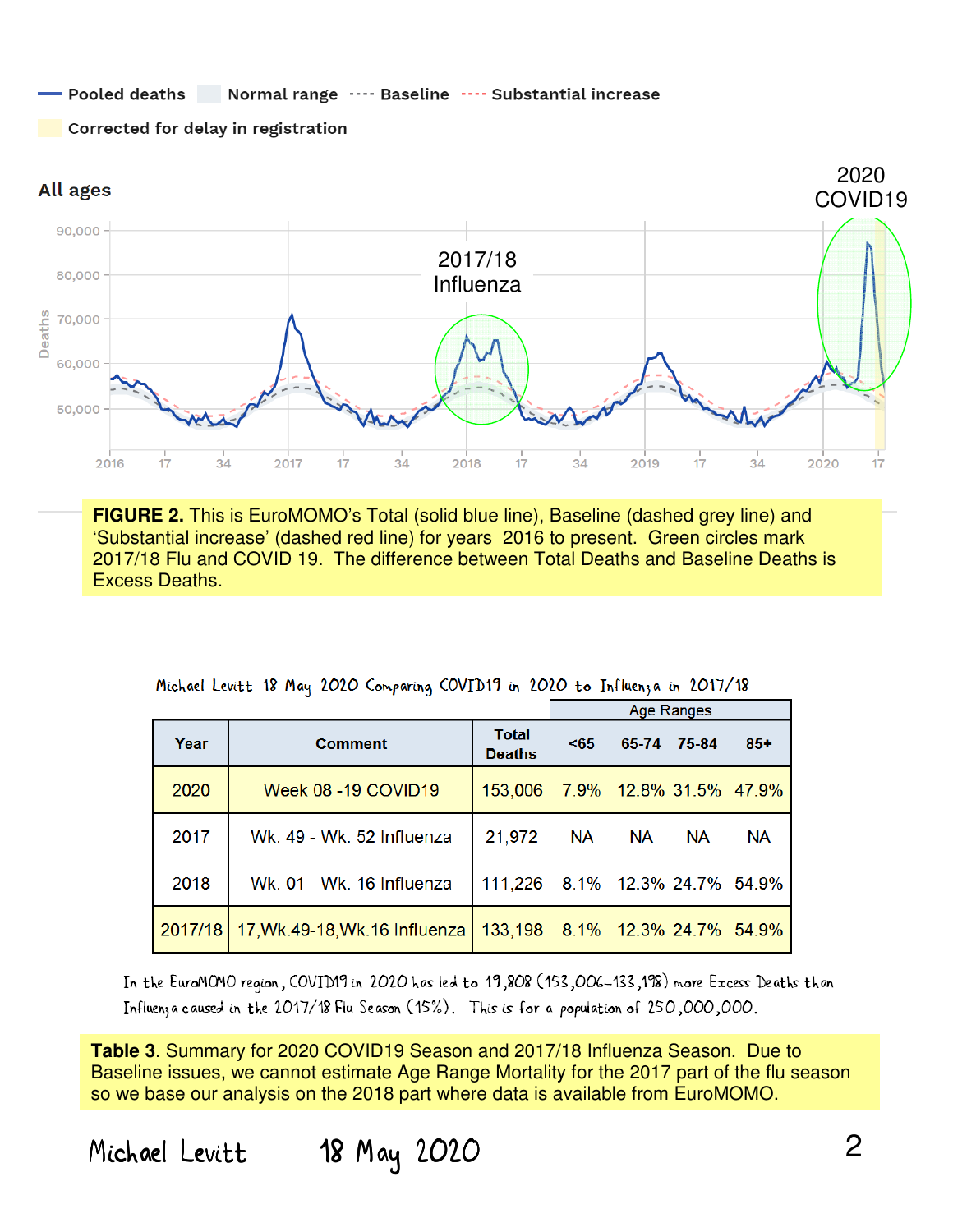**FIGURE 2.** This is EuroMOMO's Total (solid blue line), Baseline (dashed grey line) and 'Substantial increase' (dashed red line) for years 2016 to present. Green circles mark 2017/18 Flu and COVID 19. The difference between Total Deaths and Baseline Deaths is Excess Deaths.

Michael Levitt 18 May 2020 Comparing COVID19 in 2020 to Influenza in 2017/18

| Year | Comment | Total Deaths | Age Ranges <65 | 65-74 | 75-84 | 85+ |
|---|---|---|---|---|---|---|
| 2020 | Week 08 -19 COVID19 | 153,006 | 7.9% | 12.8% | 31.5% | 47.9% |
| 2017 | Wk. 49 - Wk. 52 Influenza | 21,972 | NA | NA | NA | NA |
| 2018 | Wk. 01 - Wk. 16 Influenza | 111,226 | 8.1% | 12.3% | 24.7% | 54.9% |
| 2017/18 | 17,Wk.49-18,Wk.16 Influenza | 133,198 | 8.1% | 12.3% | 24.7% | 54.9% |

In the EuroMOMO region, COVID19 in 2020 has led to 19,808 (153,006–133,198) more Excess Deaths than Influenza caused in the 2017/18 Flu Season (15%). This is for a population of 250,000,000.

**Table 3**. Summary for 2020 COVID19 Season and 2017/18 Influenza Season. Due to Baseline issues, we cannot estimate Age Range Mortality for the 2017 part of the flu season so we base our analysis on the 2018 part where data is available from EuroMOMO.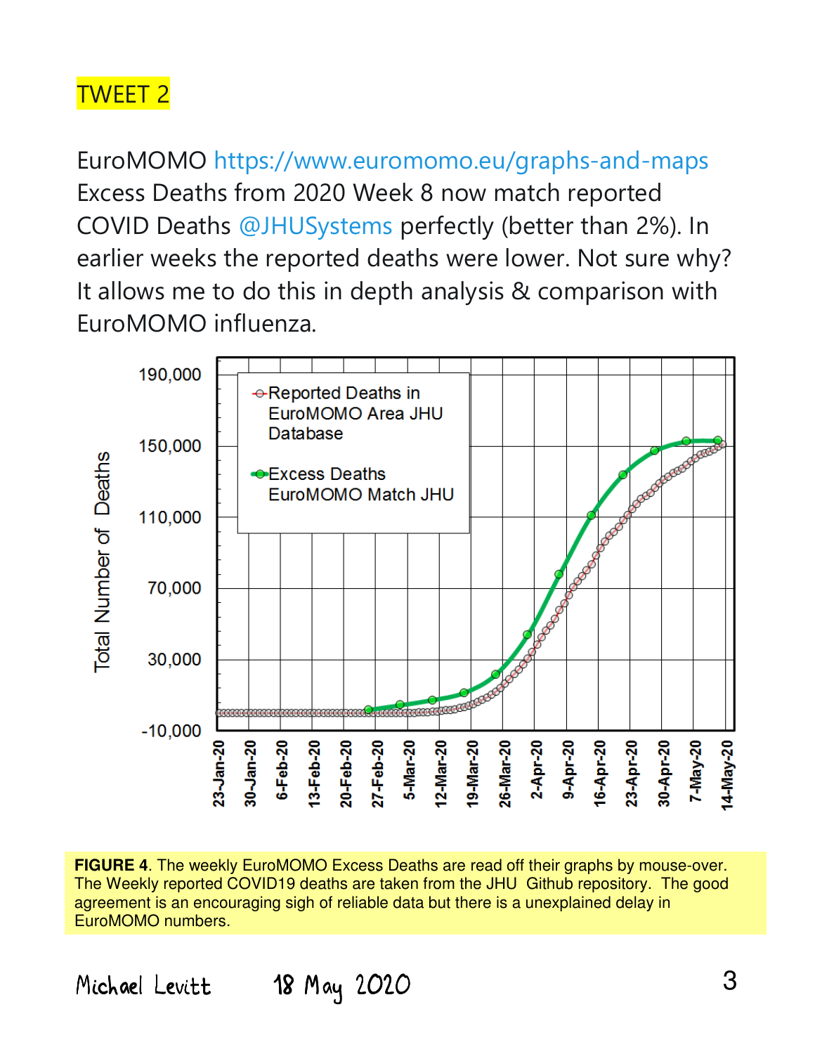TWEET 2

EuroMOMO https://www.euromomo.eu/graphs-and-maps Excess Deaths from 2020 Week 8 now match reported COVID Deaths @JHUSystems perfectly (better than 2%). In earlier weeks the reported deaths were lower. Not sure why? It allows me to do this in depth analysis & comparison with EuroMOMO influenza.

**FIGURE 4**. The weekly EuroMOMO Excess Deaths are read off their graphs by mouse-over. The Weekly reported COVID19 deaths are taken from the JHU Github repository. The good agreement is an encouraging sigh of reliable data but there is a unexplained delay in EuroMOMO numbers.

Michael Levitt 18 May 2020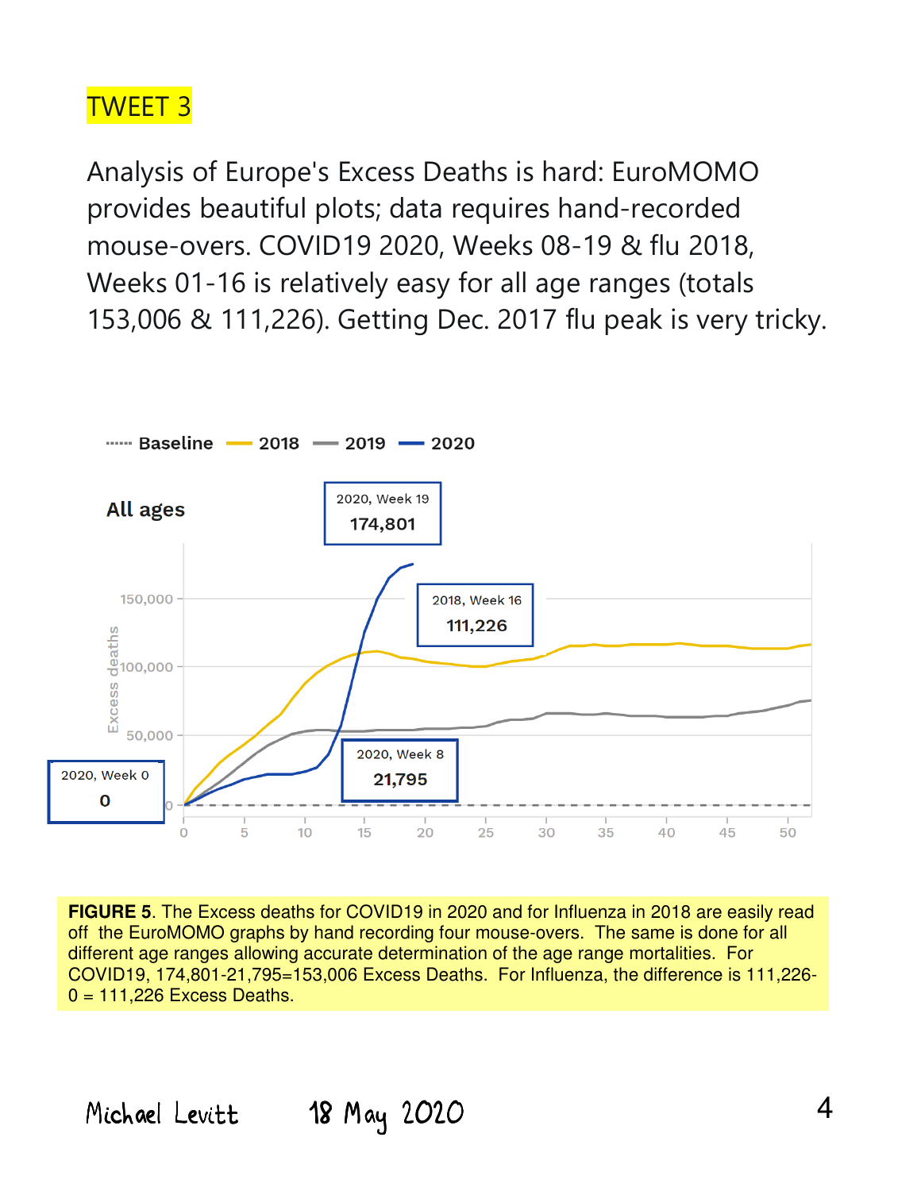TWEET 3

Analysis of Europe's Excess Deaths is hard: EuroMOMO provides beautiful plots; data requires hand-recorded mouse-overs. COVID19 2020, Weeks 08-19 & flu 2018, Weeks 01-16 is relatively easy for all age ranges (totals 153,006 & 111,226). Getting Dec. 2017 flu peak is very tricky.

**FIGURE 5**. The Excess deaths for COVID19 in 2020 and for Influenza in 2018 are easily read off the EuroMOMO graphs by hand recording four mouse-overs. The same is done for all different age ranges allowing accurate determination of the age range mortalities. For COVID19, 174,801-21,795=153,006 Excess Deaths. For Influenza, the difference is 111,226-0 = 111,226 Excess Deaths.

Michael Levitt 18 May 2020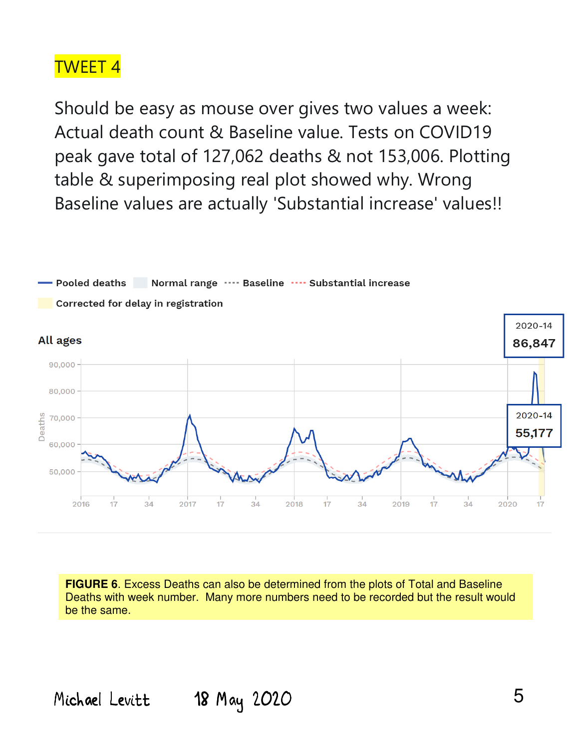TWEET 4

Should be easy as mouse over gives two values a week: Actual death count & Baseline value. Tests on COVID19 peak gave total of 127,062 deaths & not 153,006. Plotting table & superimposing real plot showed why. Wrong Baseline values are actually 'Substantial increase' values!!

**FIGURE 6**. Excess Deaths can also be determined from the plots of Total and Baseline Deaths with week number. Many more numbers need to be recorded but the result would be the same.

Michael Levitt 18 May 2020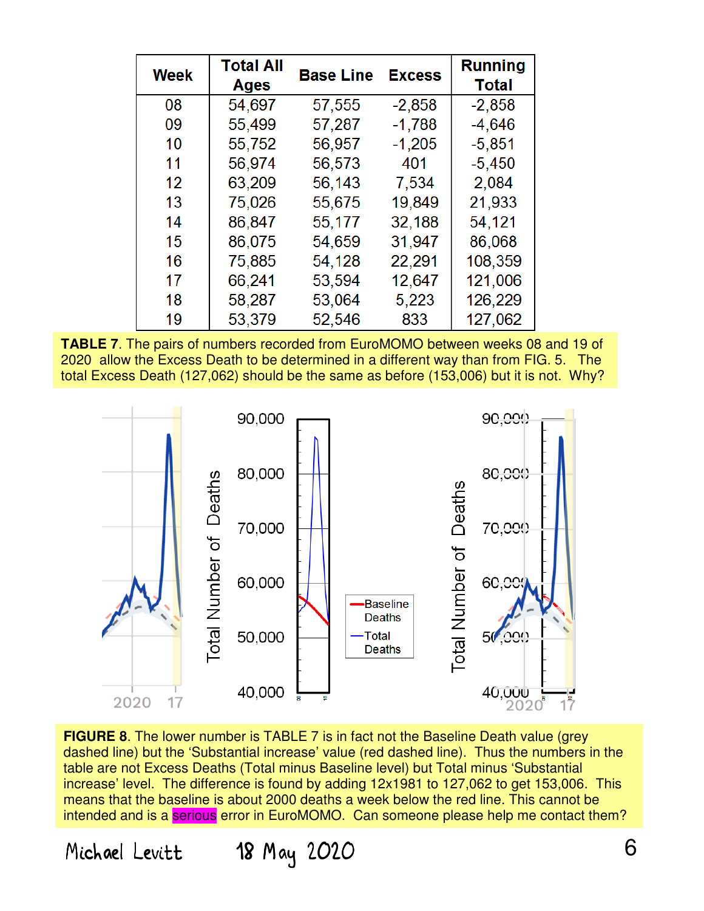| Week | Total All Ages | Base Line | Excess | Running Total |
|---|---|---|---|---|
| 08 | 54,697 | 57,555 | -2,858 | -2,858 |
| 09 | 55,499 | 57,287 | -1,788 | -4,646 |
| 10 | 55,752 | 56,957 | -1,205 | -5,851 |
| 11 | 56,974 | 56,573 | 401 | -5,450 |
| 12 | 63,209 | 56,143 | 7,534 | 2,084 |
| 13 | 75,026 | 55,675 | 19,849 | 21,933 |
| 14 | 86,847 | 55,177 | 32,188 | 54,121 |
| 15 | 86,075 | 54,659 | 31,947 | 86,068 |
| 16 | 75,885 | 54,128 | 22,291 | 108,359 |
| 17 | 66,241 | 53,594 | 12,647 | 121,006 |
| 18 | 58,287 | 53,064 | 5,223 | 126,229 |
| 19 | 53,379 | 52,546 | 833 | 127,062 |

**TABLE 7**. The pairs of numbers recorded from EuroMOMO between weeks 08 and 19 of 2020 allow the Excess Death to be determined in a different way than from FIG. 5. The total Excess Death (127,062) should be the same as before (153,006) but it is not. Why?

**FIGURE 8**. The lower number is TABLE 7 is in fact not the Baseline Death value (grey dashed line) but the 'Substantial increase' value (red dashed line). Thus the numbers in the table are not Excess Deaths (Total minus Baseline level) but Total minus 'Substantial increase' level. The difference is found by adding 12x1981 to 127,062 to get 153,006. This means that the baseline is about 2000 deaths a week below the red line. This cannot be intended and is a serious error in EuroMOMO. Can someone please help me contact them?

Michael Levitt 18 May 2020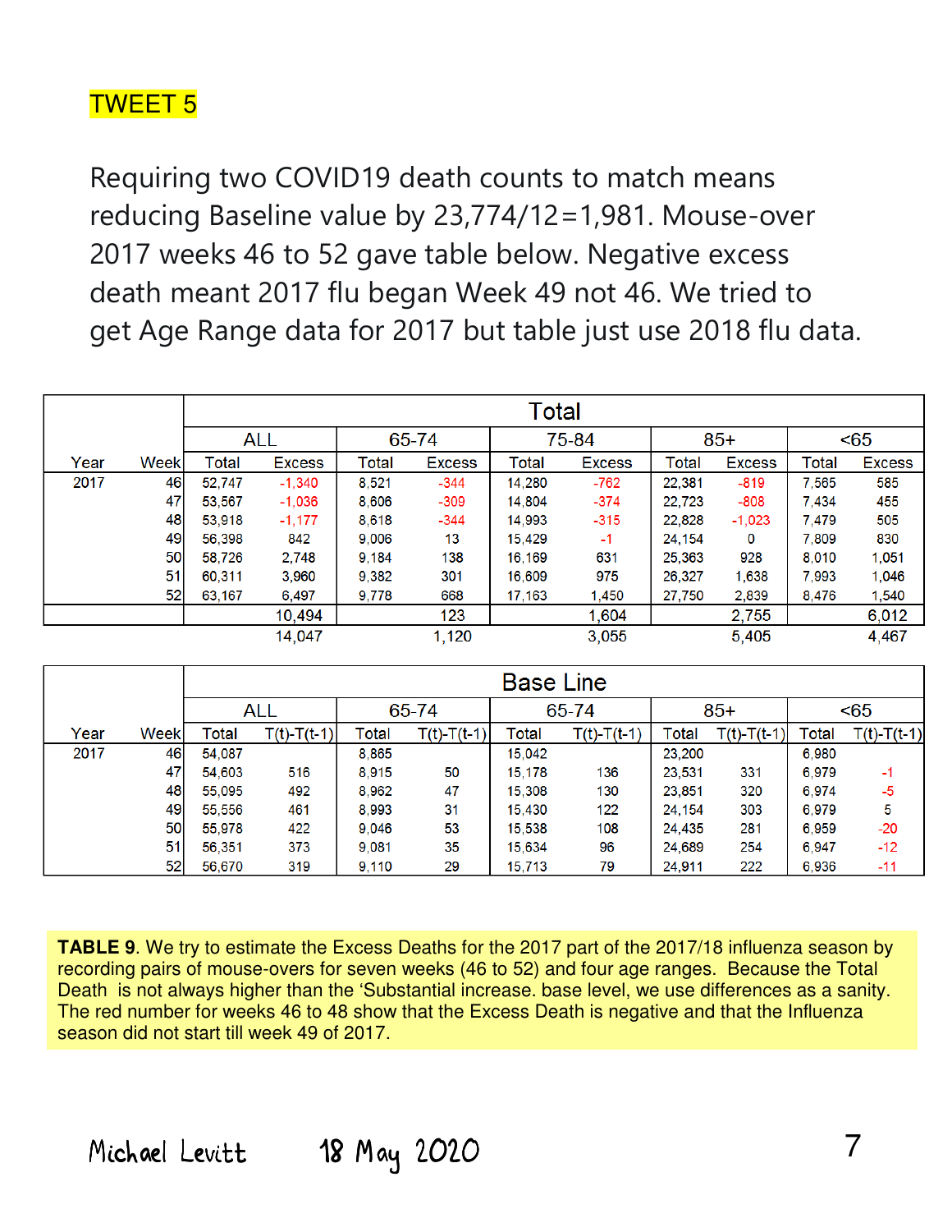TWEET 5

Requiring two COVID19 death counts to match means reducing Baseline value by 23,774/12=1,981. Mouse-over 2017 weeks 46 to 52 gave table below. Negative excess death meant 2017 flu began Week 49 not 46. We tried to get Age Range data for 2017 but table just use 2018 flu data.

| | | Total | | | | | | | | | |
|---|---|---|---|---|---|---|---|---|---|---|---|
| | | ALL | | 65-74 | | 75-84 | | 85+ | | <65 | |
| Year | Week | Total | Excess | Total | Excess | Total | Excess | Total | Excess | Total | Excess |
| 2017 | 46 | 52,747 | -1,340 | 8,521 | -344 | 14,280 | -762 | 22,381 | -819 | 7,565 | 585 |
| | 47 | 53,567 | -1,036 | 8,606 | -309 | 14,804 | -374 | 22,723 | -808 | 7,434 | 455 |
| | 48 | 53,918 | -1,177 | 8,618 | -344 | 14,993 | -315 | 22,828 | -1,023 | 7,479 | 505 |
| | 49 | 56,398 | 842 | 9,006 | 13 | 15,429 | -1 | 24,154 | 0 | 7,809 | 830 |
| | 50 | 58,726 | 2,748 | 9,184 | 138 | 16,169 | 631 | 25,363 | 928 | 8,010 | 1,051 |
| | 51 | 60,311 | 3,960 | 9,382 | 301 | 16,609 | 975 | 26,327 | 1,638 | 7,993 | 1,046 |
| | 52 | 63,167 | 6,497 | 9,778 | 668 | 17,163 | 1,450 | 27,750 | 2,839 | 8,476 | 1,540 |
| | | | 10,494 | | 123 | | 1,604 | | 2,755 | | 6,012 |
| | | | 14,047 | | 1,120 | | 3,055 | | 5,405 | | 4,467 |

| | | Base Line | | | | | | | | | |
|---|---|---|---|---|---|---|---|---|---|---|---|
| | | ALL | | 65-74 | | 65-74 | | 85+ | | <65 | |
| Year | Week | Total | T(t)-T(t-1) | Total | T(t)-T(t-1) | Total | T(t)-T(t-1) | Total | T(t)-T(t-1) | Total | T(t)-T(t-1) |
| 2017 | 46 | 54,087 | | 8,865 | | 15,042 | | 23,200 | | 6,980 | |
| | 47 | 54,603 | 516 | 8,915 | 50 | 15,178 | 136 | 23,531 | 331 | 6,979 | -1 |
| | 48 | 55,095 | 492 | 8,962 | 47 | 15,308 | 130 | 23,851 | 320 | 6,974 | -5 |
| | 49 | 55,556 | 461 | 8,993 | 31 | 15,430 | 122 | 24,154 | 303 | 6,979 | 5 |
| | 50 | 55,978 | 422 | 9,046 | 53 | 15,538 | 108 | 24,435 | 281 | 6,959 | -20 |
| | 51 | 56,351 | 373 | 9,081 | 35 | 15,634 | 96 | 24,689 | 254 | 6,947 | -12 |
| | 52 | 56,670 | 319 | 9,110 | 29 | 15,713 | 79 | 24,911 | 222 | 6,936 | -11 |

**TABLE 9**. We try to estimate the Excess Deaths for the 2017 part of the 2017/18 influenza season by recording pairs of mouse-overs for seven weeks (46 to 52) and four age ranges. Because the Total Death is not always higher than the 'Substantial increase. base level, we use differences as a sanity. The red number for weeks 46 to 48 show that the Excess Death is negative and that the Influenza season did not start till week 49 of 2017.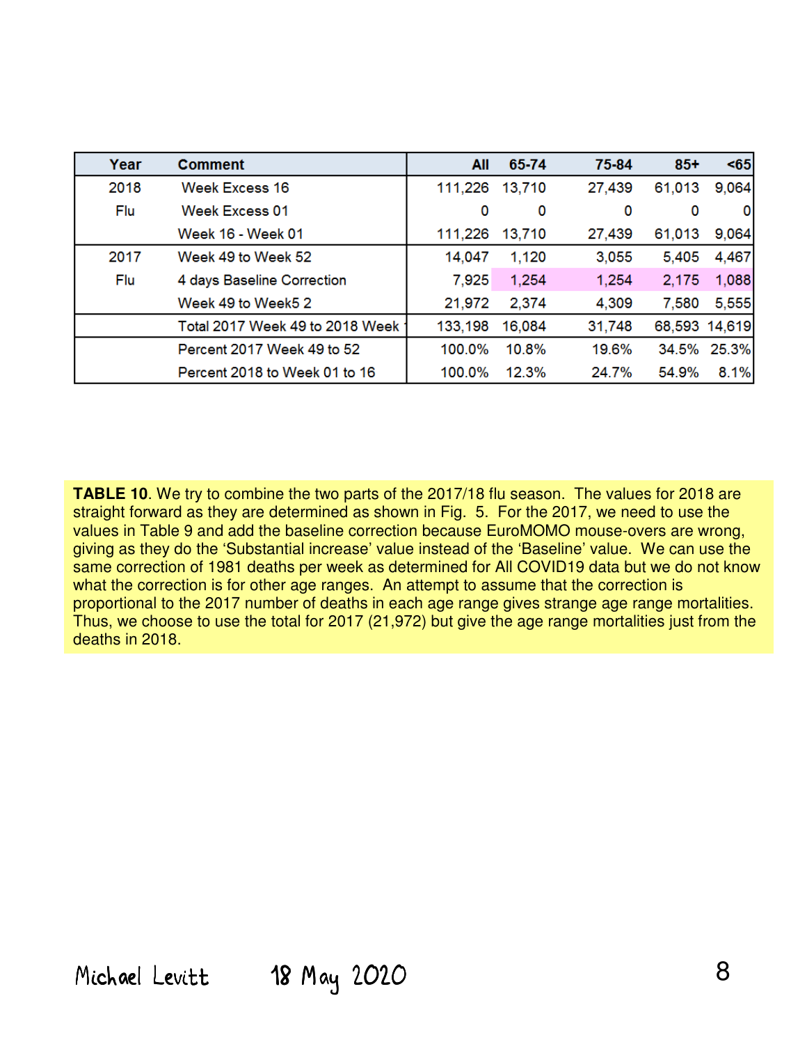| Year | Comment | All | 65-74 | 75-84 | 85+ | <65 |
|---|---|---|---|---|---|---|
| 2018 | Week Excess 16 | 111,226 | 13,710 | 27,439 | 61,013 | 9,064 |
| Flu | Week Excess 01 | 0 | 0 | 0 | 0 | 0 |
| | Week 16 - Week 01 | 111,226 | 13,710 | 27,439 | 61,013 | 9,064 |
| 2017 | Week 49 to Week 52 | 14,047 | 1,120 | 3,055 | 5,405 | 4,467 |
| Flu | 4 days Baseline Correction | 7,925 | 1,254 | 1,254 | 2,175 | 1,088 |
| | Week 49 to Week5 2 | 21,972 | 2,374 | 4,309 | 7,580 | 5,555 |
| | Total 2017 Week 49 to 2018 Week | 133,198 | 16,084 | 31,748 | 68,593 | 14,619 |
| | Percent 2017 Week 49 to 52 | 100.0% | 10.8% | 19.6% | 34.5% | 25.3% |
| | Percent 2018 to Week 01 to 16 | 100.0% | 12.3% | 24.7% | 54.9% | 8.1% |

**TABLE 10**. We try to combine the two parts of the 2017/18 flu season. The values for 2018 are straight forward as they are determined as shown in Fig. 5. For the 2017, we need to use the values in Table 9 and add the baseline correction because EuroMOMO mouse-overs are wrong, giving as they do the 'Substantial increase' value instead of the 'Baseline' value. We can use the same correction of 1981 deaths per week as determined for All COVID19 data but we do not know what the correction is for other age ranges. An attempt to assume that the correction is proportional to the 2017 number of deaths in each age range gives strange age range mortalities. Thus, we choose to use the total for 2017 (21,972) but give the age range mortalities just from the deaths in 2018.

Michael Levitt 18 May 2020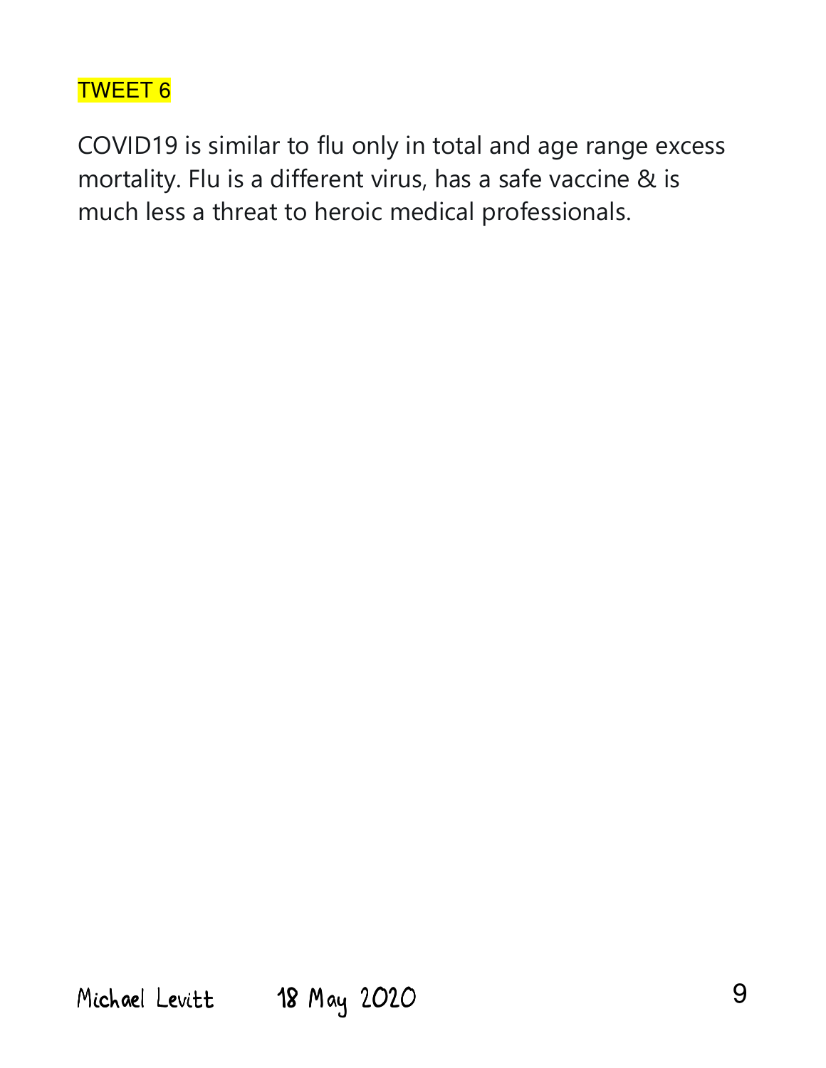TWEET 6

COVID19 is similar to flu only in total and age range excess mortality. Flu is a different virus, has a safe vaccine & is much less a threat to heroic medical professionals.